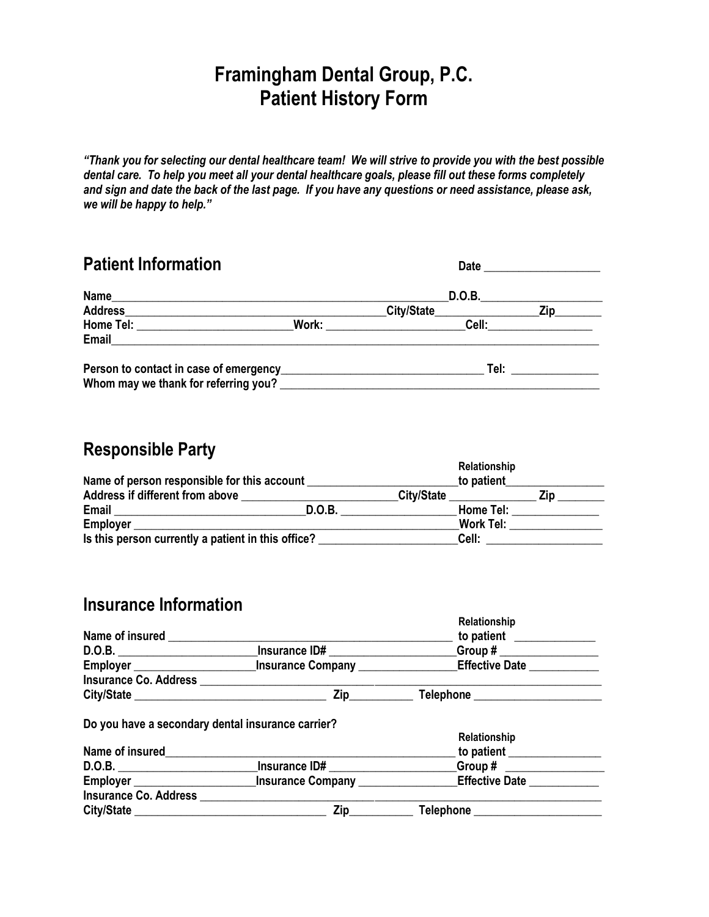# Framingham Dental Group, P.C.
# Patient History Form

***"Thank you for selecting our dental healthcare team! We will strive to provide you with the best possible dental care. To help you meet all your dental healthcare goals, please fill out these forms completely and sign and date the back of the last page. If you have any questions or need assistance, please ask, we will be happy to help."***

## Patient Information

**Date** ____________________

**Name**_____________________________________________________________**D.O.B.**_____________________

**Address**_______________________________________________**City/State**_________________**Zip**________

**Home Tel:** ___________________________**Work:** _______________________**Cell:**_________________

**Email**___________________________________________________________________________________________

**Person to contact in case of emergency**___________________________________ **Tel:** _______________

**Whom may we thank for referring you?** _________________________________________________________

## Responsible Party

**Name of person responsible for this account** __________________________**Relationship to patient**_________________

**Address if different from above** ___________________________**City/State** _______________ **Zip** ________

**Email** _________________________________**D.O.B.** ___________________**Home Tel:** ______________

**Employer** ___________________________________________________________**Work Tel:** _______________

**Is this person currently a patient in this office?** ________________________**Cell:** ____________________

## Insurance Information

**Name of insured** ________________________________________________ **Relationship to patient** ______________

**D.O.B.** _______________________**Insurance ID#** _____________________**Group #** ________________

**Employer** ____________________**Insurance Company** _________________**Effective Date** ____________

**Insurance Co. Address** _______________________________________________________________________

**City/State** _________________________________ **Zip**___________ **Telephone** ______________________

**Do you have a secondary dental insurance carrier?**

**Name of insured**_________________________________________________ **Relationship to patient** ________________

**D.O.B.** _______________________**Insurance ID#** _____________________**Group #** _________________

**Employer** ____________________**Insurance Company** _________________**Effective Date** ____________

**Insurance Co. Address** _______________________________________________________________________

**City/State** _________________________________ **Zip**___________ **Telephone** ______________________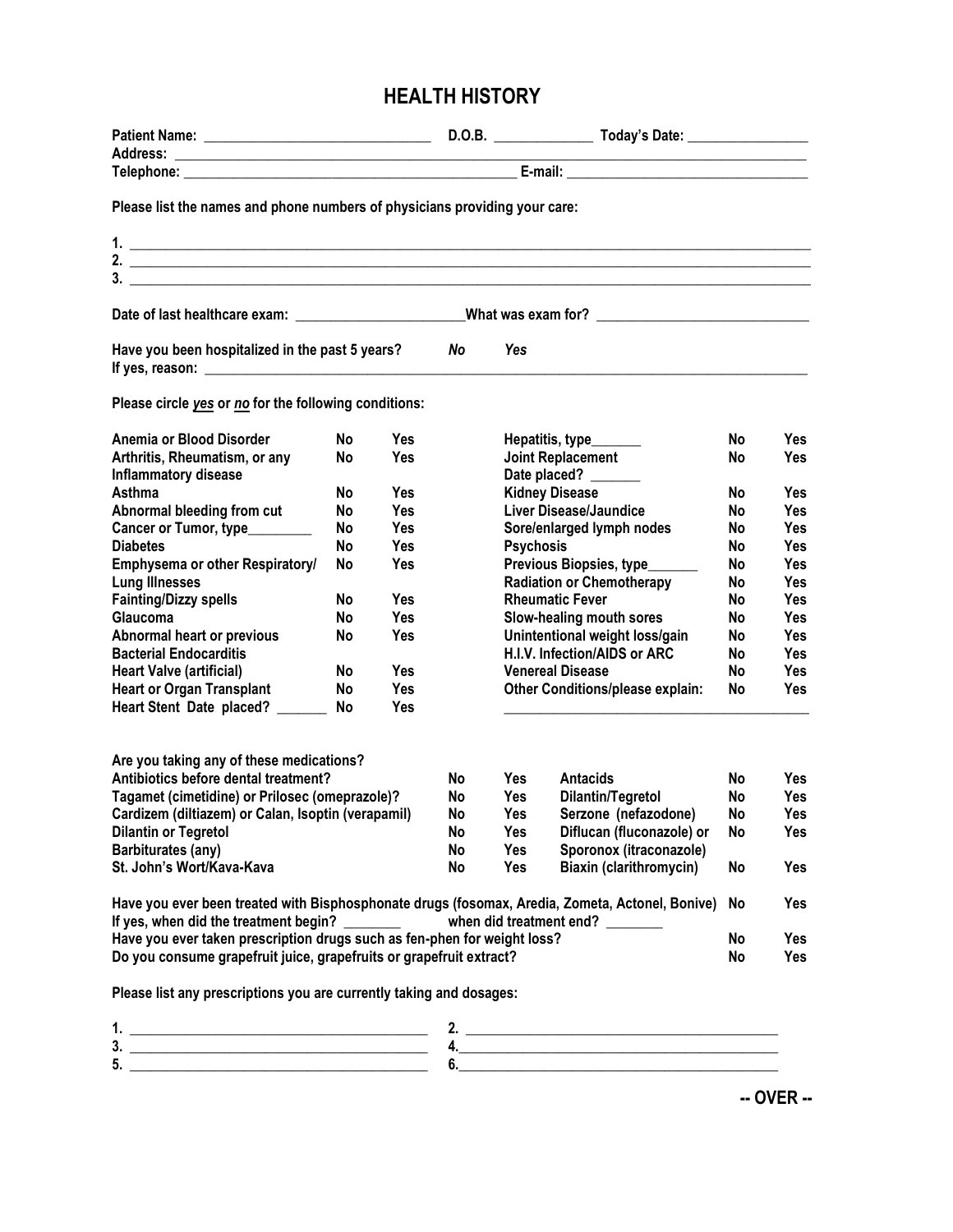# HEALTH HISTORY

**Patient Name:** ______________________________ **D.O.B.** _____________ **Today's Date:** ________________
**Address:** ______________________________________________________________________________________
**Telephone:** _____________________________________________ **E-mail:** ________________________________

**Please list the names and phone numbers of physicians providing your care:**

1. ________________________________________________________________________________________
2. ________________________________________________________________________________________
3. ________________________________________________________________________________________

**Date of last healthcare exam:** _______________________ **What was exam for?** _____________________________

**Have you been hospitalized in the past 5 years?** ***No*** ***Yes***
**If yes, reason:** ____________________________________________________________________________________

**Please circle *yes* or *no* for the following conditions:**

| Condition | | | Condition | | |
|---|---|---|---|---|---|
| Anemia or Blood Disorder | No | Yes | Hepatitis, type_______ | No | Yes |
| Arthritis, Rheumatism, or any Inflammatory disease | No | Yes | Joint Replacement Date placed? _______ | No | Yes |
| Asthma | No | Yes | Kidney Disease | No | Yes |
| Abnormal bleeding from cut | No | Yes | Liver Disease/Jaundice | No | Yes |
| Cancer or Tumor, type_________ | No | Yes | Sore/enlarged lymph nodes | No | Yes |
| Diabetes | No | Yes | Psychosis | No | Yes |
| Emphysema or other Respiratory/ Lung Illnesses | No | Yes | Previous Biopsies, type_______ | No | Yes |
| | | | Radiation or Chemotherapy | No | Yes |
| Fainting/Dizzy spells | No | Yes | Rheumatic Fever | No | Yes |
| Glaucoma | No | Yes | Slow-healing mouth sores | No | Yes |
| Abnormal heart or previous Bacterial Endocarditis | No | Yes | Unintentional weight loss/gain | No | Yes |
| | | | H.I.V. Infection/AIDS or ARC | No | Yes |
| Heart Valve (artificial) | No | Yes | Venereal Disease | No | Yes |
| Heart or Organ Transplant | No | Yes | Other Conditions/please explain: | No | Yes |
| Heart Stent Date placed? _______ | No | Yes | ________________________________ | | |

**Are you taking any of these medications?**

| Medication | | | Medication | | |
|---|---|---|---|---|---|
| Antibiotics before dental treatment? | No | Yes | Antacids | No | Yes |
| Tagamet (cimetidine) or Prilosec (omeprazole)? | No | Yes | Dilantin/Tegretol | No | Yes |
| Cardizem (diltiazem) or Calan, Isoptin (verapamil) | No | Yes | Serzone (nefazodone) | No | Yes |
| Dilantin or Tegretol | No | Yes | Diflucan (fluconazole) or Sporonox (itraconazole) | No | Yes |
| Barbiturates (any) | No | Yes | | | |
| St. John's Wort/Kava-Kava | No | Yes | Biaxin (clarithromycin) | No | Yes |

**Have you ever been treated with Bisphosphonate drugs (fosomax, Aredia, Zometa, Actonel, Bonive)** No Yes
**If yes, when did the treatment begin?** ________ **when did treatment end?** ________
**Have you ever taken prescription drugs such as fen-phen for weight loss?** No Yes
**Do you consume grapefruit juice, grapefruits or grapefruit extract?** No Yes

**Please list any prescriptions you are currently taking and dosages:**

1. ________________________________ 2. ________________________________
3. ________________________________ 4. ________________________________
5. ________________________________ 6. ________________________________

**-- OVER --**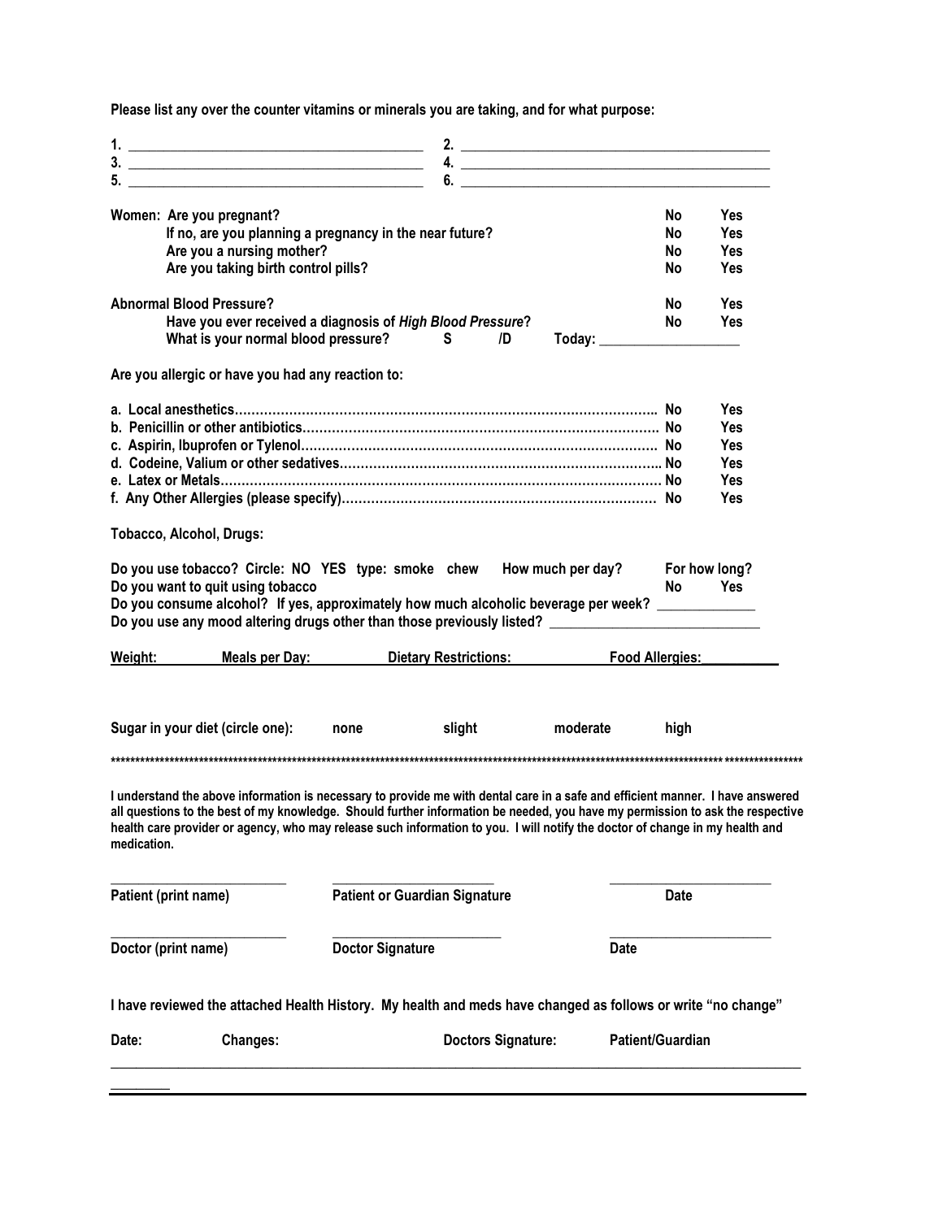**Please list any over the counter vitamins or minerals you are taking, and for what purpose:**

**1.** ________________________________________ **2.** ________________________________________

**3.** ________________________________________ **4.** ________________________________________

**5.** ________________________________________ **6.** ________________________________________

| | | |
|---|---|---|
| **Women: Are you pregnant?** | **No** | **Yes** |
| **If no, are you planning a pregnancy in the near future?** | **No** | **Yes** |
| **Are you a nursing mother?** | **No** | **Yes** |
| **Are you taking birth control pills?** | **No** | **Yes** |

| | | |
|---|---|---|
| **Abnormal Blood Pressure?** | **No** | **Yes** |
| **Have you ever received a diagnosis of *High Blood Pressure*?** | **No** | **Yes** |

**What is your normal blood pressure? S /D Today:** ____________________

**Are you allergic or have you had any reaction to:**

| | | |
|---|---|---|
| **a. Local anesthetics……………………………………………………………………………………..** | **No** | **Yes** |
| **b. Penicillin or other antibiotics…………………………………………………………………………** | **No** | **Yes** |
| **c. Aspirin, Ibuprofen or Tylenol…………………………………………………………………………** | **No** | **Yes** |
| **d. Codeine, Valium or other sedatives…………………………………………………………………..** | **No** | **Yes** |
| **e. Latex or Metals……………………………………………………………………………………….** | **No** | **Yes** |
| **f. Any Other Allergies (please specify)………………………………………………………………….** | **No** | **Yes** |

**Tobacco, Alcohol, Drugs:**

**Do you use tobacco? Circle: NO YES type: smoke chew How much per day? For how long?**

**Do you want to quit using tobacco** **No** **Yes**

**Do you consume alcohol? If yes, approximately how much alcoholic beverage per week?** _____________

**Do you use any mood altering drugs other than those previously listed?** ____________________________

**Weight:** **Meals per Day:** **Dietary Restrictions:** **Food Allergies:**___________

**Sugar in your diet (circle one): none slight moderate high**

********************************************************************************************************************************

**I understand the above information is necessary to provide me with dental care in a safe and efficient manner. I have answered all questions to the best of my knowledge. Should further information be needed, you have my permission to ask the respective health care provider or agency, who may release such information to you. I will notify the doctor of change in my health and medication.**

________________________ ________________________ ________________________

**Patient (print name)** **Patient or Guardian Signature** **Date**

________________________ ________________________ ________________________

**Doctor (print name)** **Doctor Signature** **Date**

**I have reviewed the attached Health History. My health and meds have changed as follows or write "no change"**

**Date:** **Changes:** **Doctors Signature:** **Patient/Guardian**

________________________________________________________________________________________________

________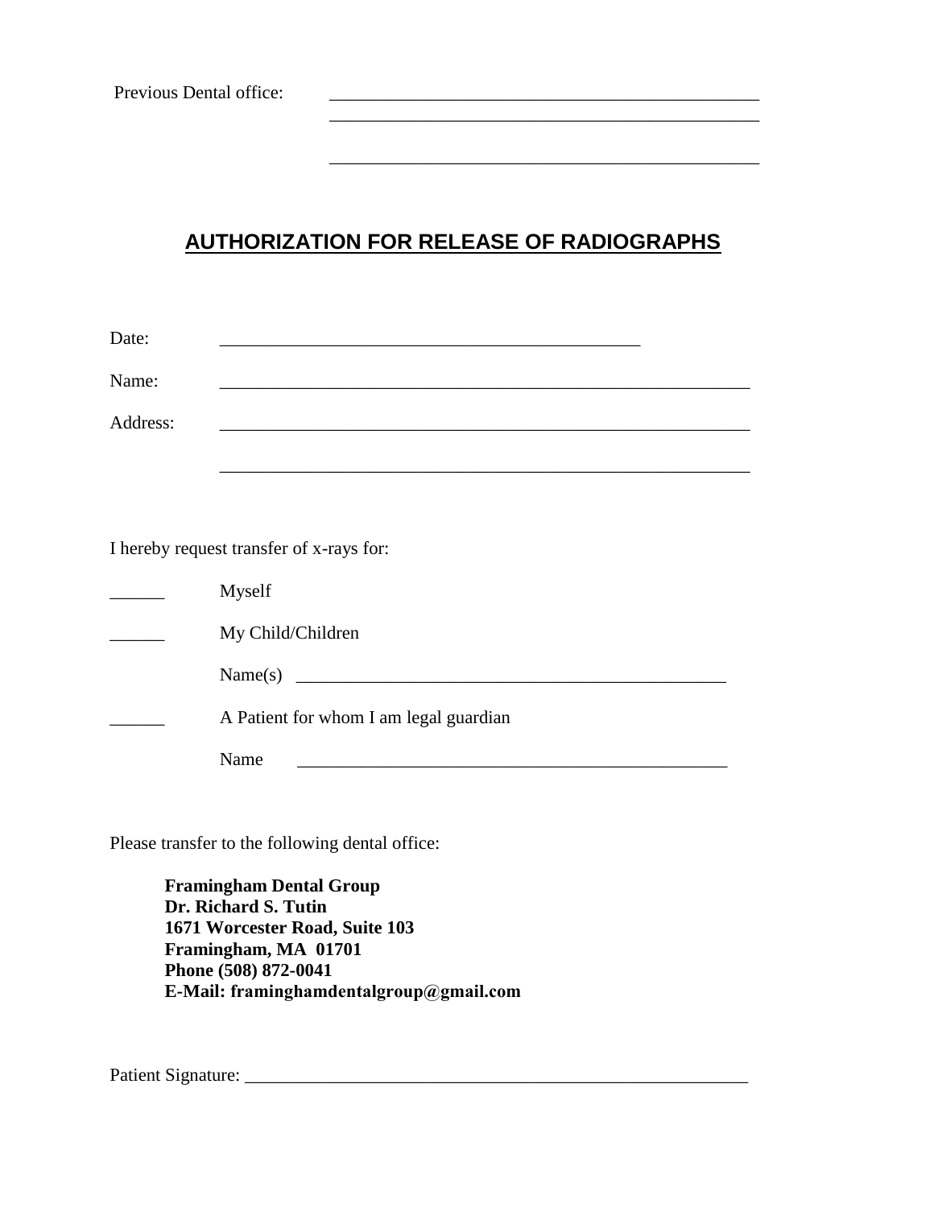Previous Dental office: ______________________________________________
______________________________________________

______________________________________________

## AUTHORIZATION FOR RELEASE OF RADIOGRAPHS

Date: ______________________________________________

Name: ______________________________________________

Address: ______________________________________________

______________________________________________

I hereby request transfer of x-rays for:

______ Myself

______ My Child/Children

Name(s) ______________________________________________

______ A Patient for whom I am legal guardian

Name ______________________________________________

Please transfer to the following dental office:

**Framingham Dental Group**
**Dr. Richard S. Tutin**
**1671 Worcester Road, Suite 103**
**Framingham, MA 01701**
**Phone (508) 872-0041**
**E-Mail: framinghamdentalgroup@gmail.com**

Patient Signature: ______________________________________________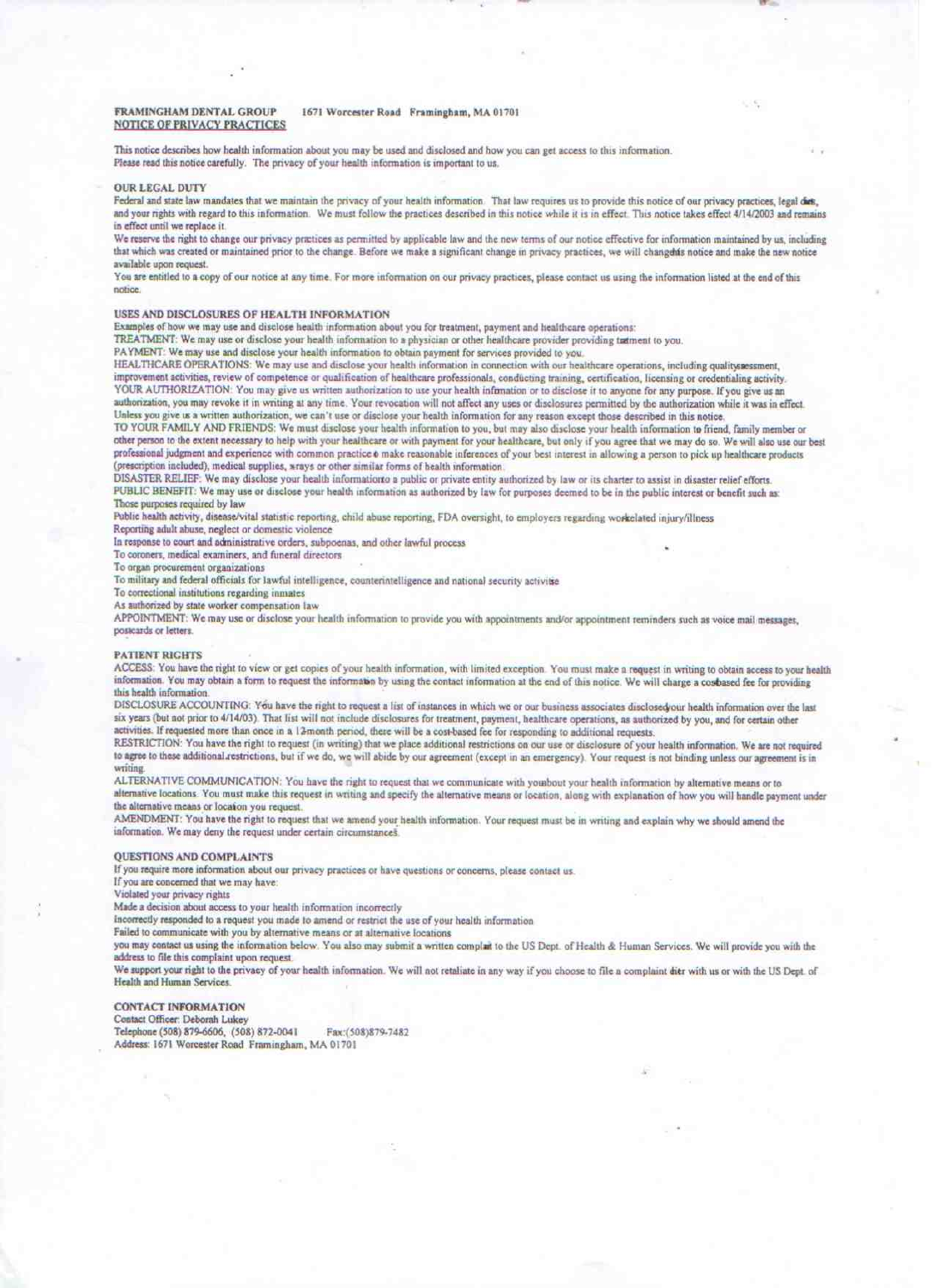**FRAMINGHAM DENTAL GROUP** 1671 Worcester Road Framingham, MA 01701

**NOTICE OF PRIVACY PRACTICES**

This notice describes how health information about you may be used and disclosed and how you can get access to this information.
Please read this notice carefully. The privacy of your health information is important to us.

## OUR LEGAL DUTY

Federal and state law mandates that we maintain the privacy of your health information. That law requires us to provide this notice of our privacy practices, legal dies, and your rights with regard to this information. We must follow the practices described in this notice while it is in effect. This notice takes effect 4/14/2003 and remains in effect until we replace it.

We reserve the right to change our privacy practices as permitted by applicable law and the new terms of our notice effective for information maintained by us, including that which was created or maintained prior to the change. Before we make a significant change in privacy practices, we will changedis notice and make the new notice available upon request.

You are entitled to a copy of our notice at any time. For more information on our privacy practices, please contact us using the information listed at the end of this notice.

## USES AND DISCLOSURES OF HEALTH INFORMATION

Examples of how we may use and disclose health information about you for treatment, payment and healthcare operations:

TREATMENT: We may use or disclose your health information to a physician or other healthcare provider providing tatment to you.

PAYMENT: We may use and disclose your health information to obtain payment for services provided to you.

HEALTHCARE OPERATIONS: We may use and disclose your health information in connection with our healthcare operations, including qualityssessment, improvement activities, review of competence or qualification of healthcare professionals, conducting training, certification, licensing or credentialing activity.

YOUR AUTHORIZATION: You may give us written authorization to use your health information or to disclose it to anyone for any purpose. If you give us an authorization, you may revoke it in writing at any time. Your revocation will not affect any uses or disclosures permitted by the authorization while it was in effect. Unless you give us a written authorization, we can't use or disclose your health information for any reason except those described in this notice.

TO YOUR FAMILY AND FRIENDS: We must disclose your health information to you, but may also disclose your health information to friend, family member or other person to the extent necessary to help with your healthcare or with payment for your healthcare, but only if you agree that we may do so. We will also use our best professional judgment and experience with common practice o make reasonable inferences of your best interest in allowing a person to pick up healthcare products (prescription included), medical supplies, xrays or other similar forms of health information.

DISASTER RELIEF: We may disclose your health informationto a public or private entity authorized by law or its charter to assist in disaster relief efforts.

PUBLIC BENEFIT: We may use or disclose your health information as authorized by law for purposes deemed to be in the public interest or benefit such as:

Those purposes required by law
Public health activity, disease/vital statistic reporting, child abuse reporting, FDA oversight, to employers regarding workelated injury/illness
Reporting adult abuse, neglect or domestic violence
In response to court and administrative orders, subpoenas, and other lawful process
To coroners, medical examiners, and funeral directors
To organ procurement organizations
To military and federal officials for lawful intelligence, counterintelligence and national security activitie
To correctional institutions regarding inmates
As authorized by state worker compensation law

APPOINTMENT: We may use or disclose your health information to provide you with appointments and/or appointment reminders such as voice mail messages, postcards or letters.

## PATIENT RIGHTS

ACCESS: You have the right to view or get copies of your health information, with limited exception. You must make a request in writing to obtain access to your health information. You may obtain a form to request the information by using the contact information at the end of this notice. We will charge a cosbased fee for providing this health information.

DISCLOSURE ACCOUNTING: You have the right to request a list of instances in which we or our business associates disclosedyour health information over the last six years (but not prior to 4/14/03). That list will not include disclosures for treatment, payment, healthcare operations, as authorized by you, and for certain other activities. If requested more than once in a 12month period, there will be a cost-based fee for responding to additional requests.

RESTRICTION: You have the right to request (in writing) that we place additional restrictions on our use or disclosure of your health information. We are not required to agree to these additional restrictions, but if we do, we will abide by our agreement (except in an emergency). Your request is not binding unless our agreement is in writing.

ALTERNATIVE COMMUNICATION: You have the right to request that we communicate with youabout your health information by alternative means or to alternative locations. You must make this request in writing and specify the alternative means or location, along with explanation of how you will handle payment under the alternative means or location you request.

AMENDMENT: You have the right to request that we amend your health information. Your request must be in writing and explain why we should amend the information. We may deny the request under certain circumstances.

## QUESTIONS AND COMPLAINTS

If you require more information about our privacy practices or have questions or concerns, please contact us.
If you are concerned that we may have:
Violated your privacy rights
Made a decision about access to your health information incorrectly
Incorrectly responded to a request you made to amend or restrict the use of your health information
Failed to communicate with you by alternative means or at alternative locations
you may contact us using the information below. You also may submit a written complait to the US Dept. of Health & Human Services. We will provide you with the address to file this complaint upon request.

We support your right to the privacy of your health information. We will not retaliate in any way if you choose to file a complaint dier with us or with the US Dept. of Health and Human Services.

## CONTACT INFORMATION

Contact Officer: Deborah Lukey
Telephone (508) 879-6606, (508) 872-0041 Fax:(508)879-7482
Address: 1671 Worcester Road Framingham, MA 01701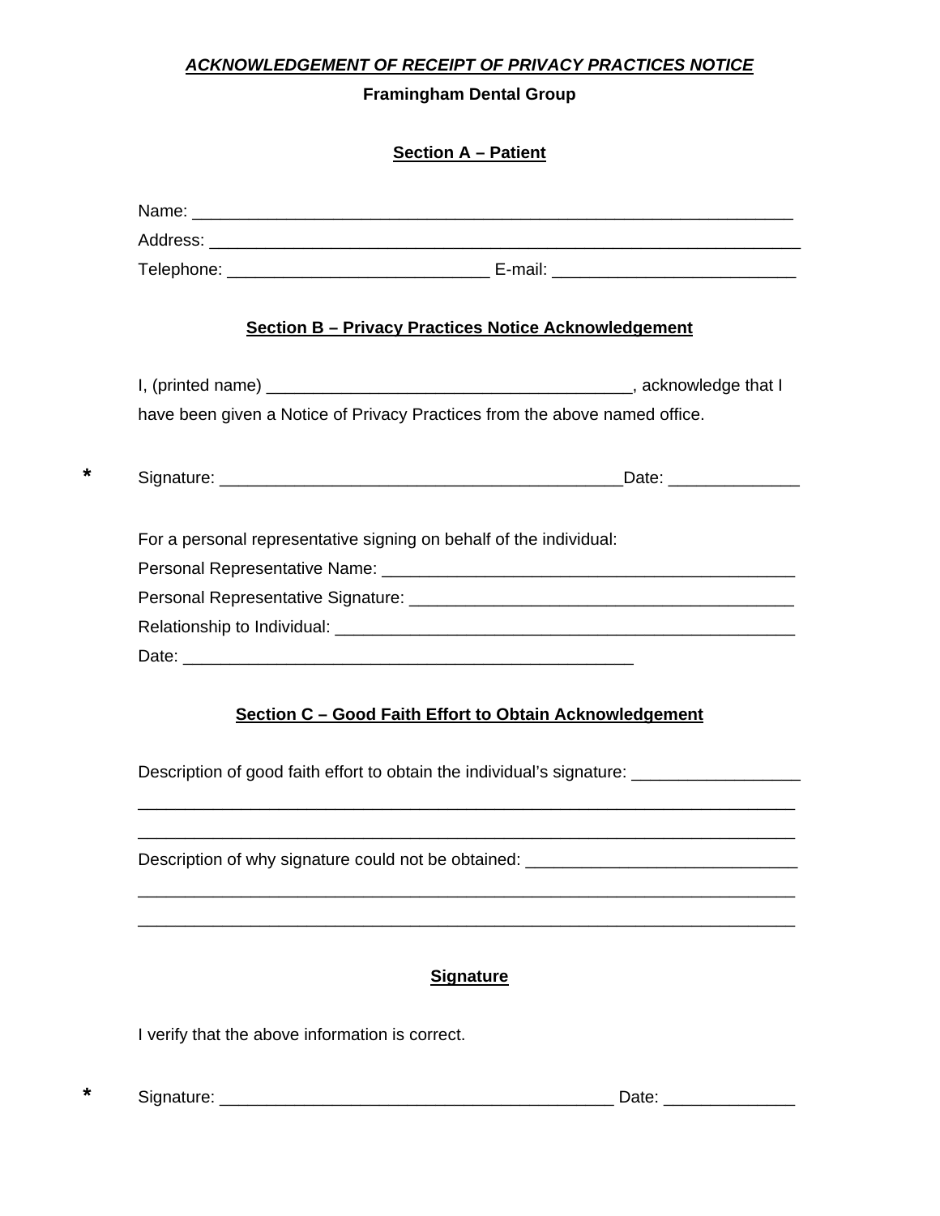***ACKNOWLEDGEMENT OF RECEIPT OF PRIVACY PRACTICES NOTICE***

**Framingham Dental Group**

**Section A – Patient**

Name: ___________________________________________________________________

Address: _________________________________________________________________

Telephone: ____________________________ E-mail: __________________________

**Section B – Privacy Practices Notice Acknowledgement**

I, (printed name) _______________________________________, acknowledge that I have been given a Notice of Privacy Practices from the above named office.

* Signature: ___________________________________________Date: ______________

For a personal representative signing on behalf of the individual:

Personal Representative Name: ____________________________________________

Personal Representative Signature: _________________________________________

Relationship to Individual: _________________________________________________

Date: ________________________________________________

**Section C – Good Faith Effort to Obtain Acknowledgement**

Description of good faith effort to obtain the individual's signature: __________________

________________________________________________________________________

________________________________________________________________________

Description of why signature could not be obtained: _____________________________

________________________________________________________________________

________________________________________________________________________

**Signature**

I verify that the above information is correct.

* Signature: __________________________________________ Date: ______________